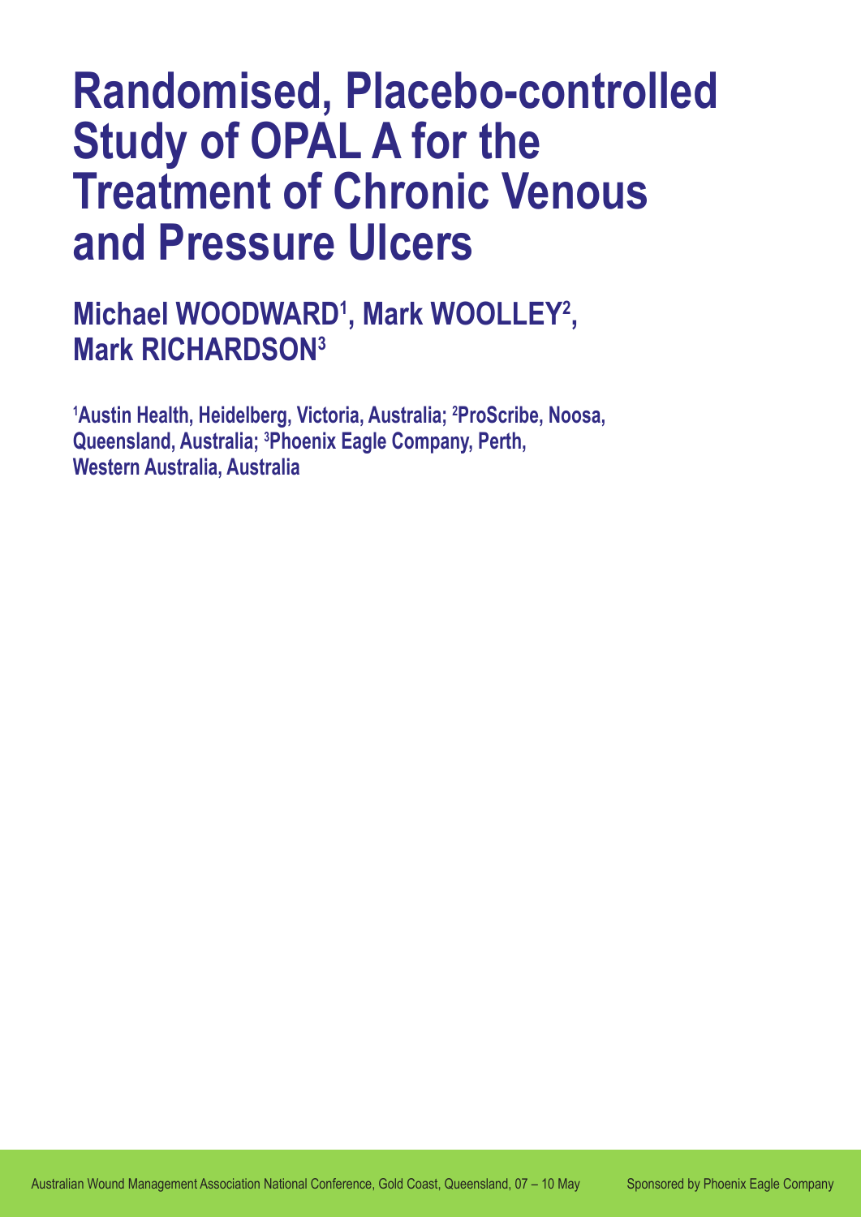# Randomised, Placebo-controlled Study of OPAL A for the Treatment of Chronic Venous and Pressure Ulcers

## Michael WOODWARD[1], Mark WOOLLEY[2], Mark RICHARDSON[3]

**[1]Austin Health, Heidelberg, Victoria, Australia; [2]ProScribe, Noosa, Queensland, Australia; [3]Phoenix Eagle Company, Perth, Western Australia, Australia**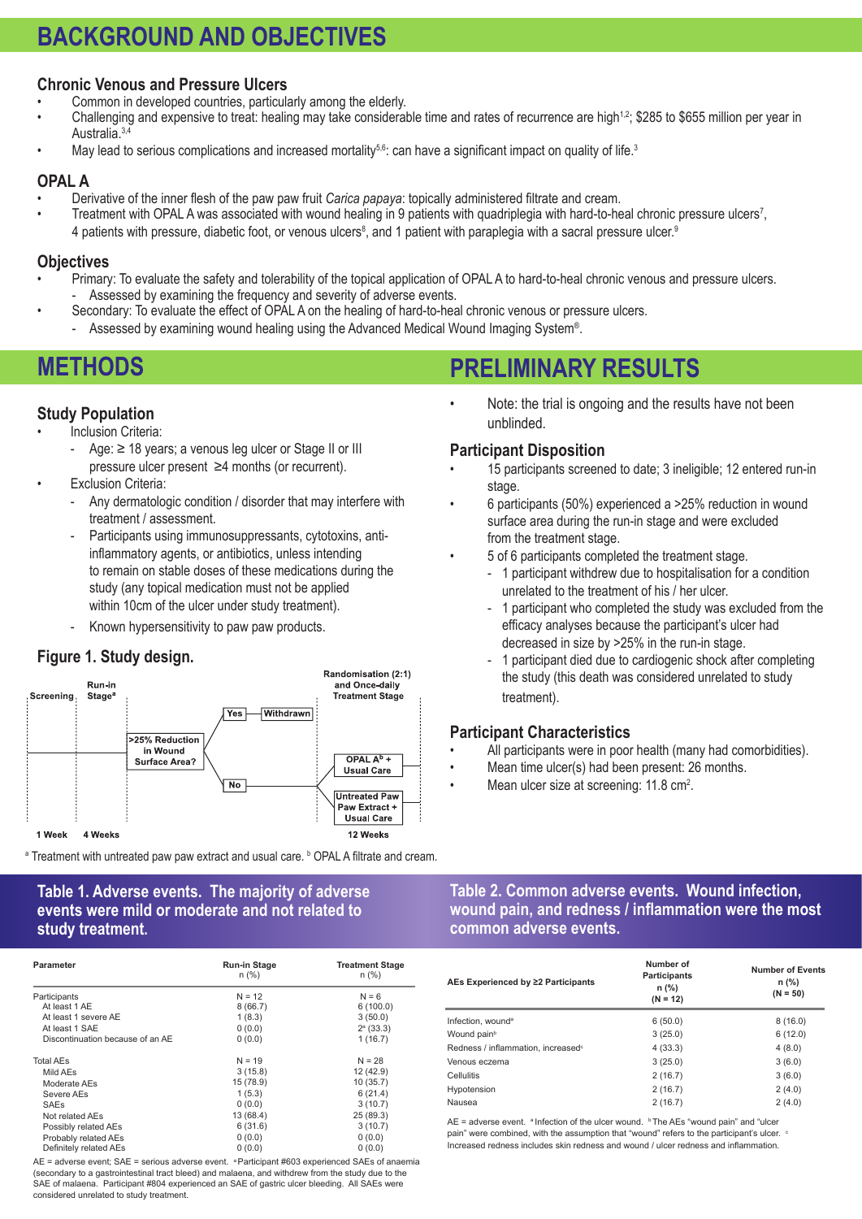# BACKGROUND AND OBJECTIVES

### Chronic Venous and Pressure Ulcers

- Common in developed countries, particularly among the elderly.
- Challenging and expensive to treat: healing may take considerable time and rates of recurrence are high[1,2]; $285 to $655 million per year in Australia.[3,4]
- May lead to serious complications and increased mortality[5,6]: can have a significant impact on quality of life.[3]

### OPAL A

- Derivative of the inner flesh of the paw paw fruit *Carica papaya*: topically administered filtrate and cream.
- Treatment with OPAL A was associated with wound healing in 9 patients with quadriplegia with hard-to-heal chronic pressure ulcers[7], 4 patients with pressure, diabetic foot, or venous ulcers[8], and 1 patient with paraplegia with a sacral pressure ulcer.[9]

### Objectives

- Primary: To evaluate the safety and tolerability of the topical application of OPAL A to hard-to-heal chronic venous and pressure ulcers.
  - Assessed by examining the frequency and severity of adverse events.
- Secondary: To evaluate the effect of OPAL A on the healing of hard-to-heal chronic venous or pressure ulcers.
  - Assessed by examining wound healing using the Advanced Medical Wound Imaging System®.

# METHODS

### Study Population

- Inclusion Criteria:
  - Age: ≥ 18 years; a venous leg ulcer or Stage II or III pressure ulcer present ≥4 months (or recurrent).
- Exclusion Criteria:
  - Any dermatologic condition / disorder that may interfere with treatment / assessment.
  - Participants using immunosuppressants, cytotoxins, anti-inflammatory agents, or antibiotics, unless intending to remain on stable doses of these medications during the study (any topical medication must not be applied within 10cm of the ulcer under study treatment).
  - Known hypersensitivity to paw paw products.

### Figure 1. Study design.

Screening (1 Week) → Run-in Stage[a] (4 Weeks) → >25% Reduction in Wound Surface Area? → Yes → Withdrawn; No → Randomisation (2:1) and Once-daily Treatment Stage (12 Weeks): OPAL A[b] + Usual Care; Untreated Paw Paw Extract + Usual Care

[a] Treatment with untreated paw paw extract and usual care. [b] OPAL A filtrate and cream.

# PRELIMINARY RESULTS

- Note: the trial is ongoing and the results have not been unblinded.

### Participant Disposition

- 15 participants screened to date; 3 ineligible; 12 entered run-in stage.
- 6 participants (50%) experienced a >25% reduction in wound surface area during the run-in stage and were excluded from the treatment stage.
- 5 of 6 participants completed the treatment stage.
  - 1 participant withdrew due to hospitalisation for a condition unrelated to the treatment of his / her ulcer.
  - 1 participant who completed the study was excluded from the efficacy analyses because the participant's ulcer had decreased in size by >25% in the run-in stage.
  - 1 participant died due to cardiogenic shock after completing the study (this death was considered unrelated to study treatment).

### Participant Characteristics

- All participants were in poor health (many had comorbidities).
- Mean time ulcer(s) had been present: 26 months.
- Mean ulcer size at screening: 11.8 cm$^2$.

### Table 1. Adverse events. The majority of adverse events were mild or moderate and not related to study treatment.

| Parameter | Run-in Stage n (%) | Treatment Stage n (%) |
|---|---|---|
| Participants | N = 12 | N = 6 |
| At least 1 AE | 8 (66.7) | 6 (100.0) |
| At least 1 severe AE | 1 (8.3) | 3 (50.0) |
| At least 1 SAE | 0 (0.0) | 2[a] (33.3) |
| Discontinuation because of an AE | 0 (0.0) | 1 (16.7) |
| Total AEs | N = 19 | N = 28 |
| Mild AEs | 3 (15.8) | 12 (42.9) |
| Moderate AEs | 15 (78.9) | 10 (35.7) |
| Severe AEs | 1 (5.3) | 6 (21.4) |
| SAEs | 0 (0.0) | 3 (10.7) |
| Not related AEs | 13 (68.4) | 25 (89.3) |
| Possibly related AEs | 6 (31.6) | 3 (10.7) |
| Probably related AEs | 0 (0.0) | 0 (0.0) |
| Definitely related AEs | 0 (0.0) | 0 (0.0) |

AE = adverse event; SAE = serious adverse event. [a] Participant #603 experienced SAEs of anaemia (secondary to a gastrointestinal tract bleed) and malaena, and withdrew from the study due to the SAE of malaena. Participant #804 experienced an SAE of gastric ulcer bleeding. All SAEs were considered unrelated to study treatment.

### Table 2. Common adverse events. Wound infection, wound pain, and redness / inflammation were the most common adverse events.

| AEs Experienced by ≥2 Participants | Number of Participants n (%) (N = 12) | Number of Events n (%) (N = 50) |
|---|---|---|
| Infection, wound[a] | 6 (50.0) | 8 (16.0) |
| Wound pain[b] | 3 (25.0) | 6 (12.0) |
| Redness / inflammation, increased[c] | 4 (33.3) | 4 (8.0) |
| Venous eczema | 3 (25.0) | 3 (6.0) |
| Cellulitis | 2 (16.7) | 3 (6.0) |
| Hypotension | 2 (16.7) | 2 (4.0) |
| Nausea | 2 (16.7) | 2 (4.0) |

AE = adverse event. [a] Infection of the ulcer wound. [b] The AEs "wound pain" and "ulcer pain" were combined, with the assumption that "wound" refers to the participant's ulcer. [c] Increased redness includes skin redness and wound / ulcer redness and inflammation.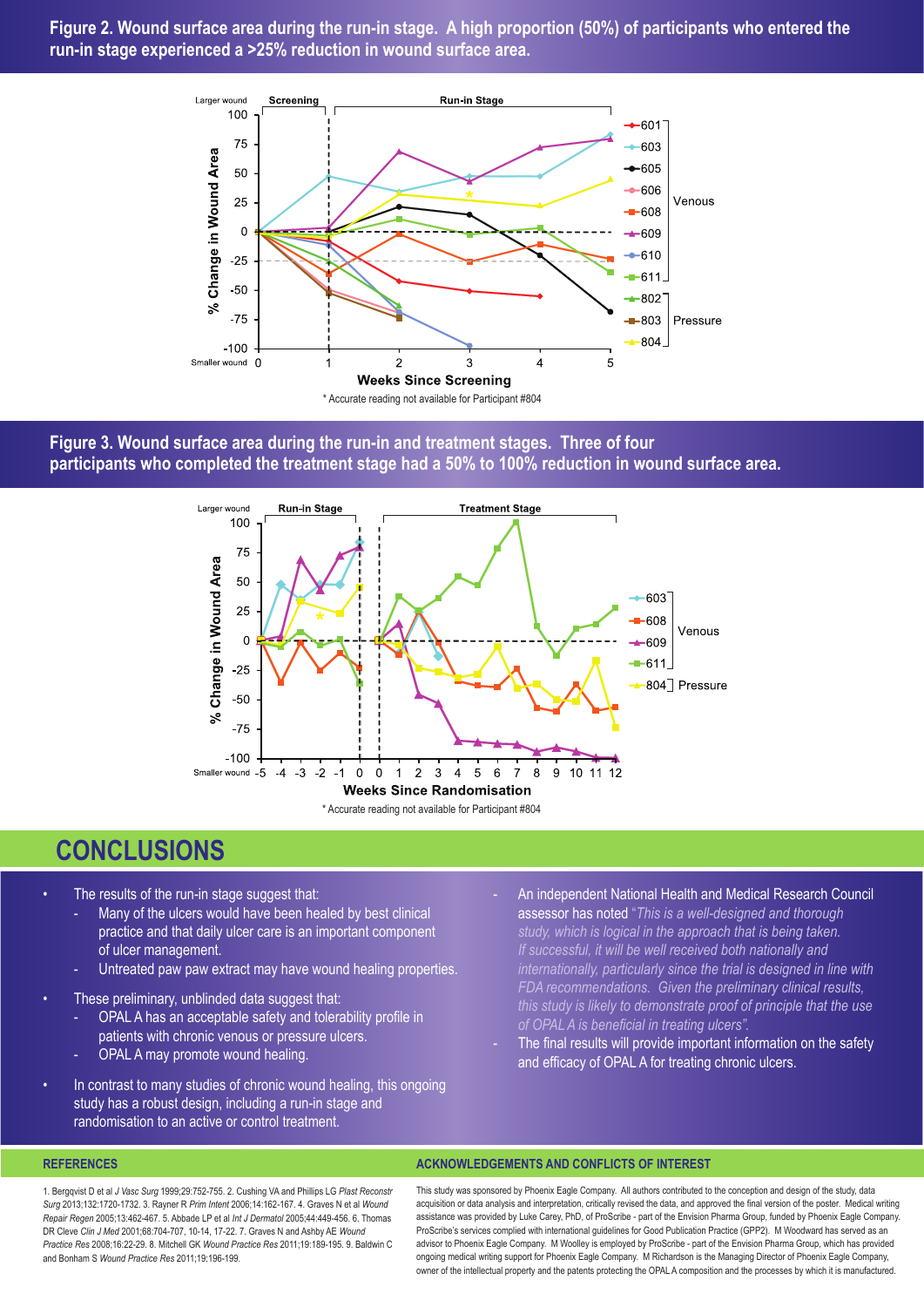**Figure 2. Wound surface area during the run-in stage. A high proportion (50%) of participants who entered the run-in stage experienced a >25% reduction in wound surface area.**

Larger wound

Screening

Run-in Stage

100

75

50

25

0

-25

-50

-75

-100

Smaller wound

% Change in Wound Area

0 1 2 3 4 5

Weeks Since Screening

601
603
605
606
608
609
610
611
Venous

802
803
804
Pressure

\* Accurate reading not available for Participant #804

**Figure 3. Wound surface area during the run-in and treatment stages. Three of four participants who completed the treatment stage had a 50% to 100% reduction in wound surface area.**

Larger wound

Run-in Stage

Treatment Stage

100

75

50

25

0

-25

-50

-75

-100

Smaller wound

% Change in Wound Area

-5 -4 -3 -2 -1 0 0 1 2 3 4 5 6 7 8 9 10 11 12

Weeks Since Randomisation

603
608
609
611
Venous

804
Pressure

\* Accurate reading not available for Participant #804

# CONCLUSIONS

- The results of the run-in stage suggest that:
  - Many of the ulcers would have been healed by best clinical practice and that daily ulcer care is an important component of ulcer management.
  - Untreated paw paw extract may have wound healing properties.
- These preliminary, unblinded data suggest that:
  - OPAL A has an acceptable safety and tolerability profile in patients with chronic venous or pressure ulcers.
  - OPAL A may promote wound healing.
- In contrast to many studies of chronic wound healing, this ongoing study has a robust design, including a run-in stage and randomisation to an active or control treatment.
  - An independent National Health and Medical Research Council assessor has noted *"This is a well-designed and thorough study, which is logical in the approach that is being taken. If successful, it will be well received both nationally and internationally, particularly since the trial is designed in line with FDA recommendations. Given the preliminary clinical results, this study is likely to demonstrate proof of principle that the use of OPAL A is beneficial in treating ulcers".*
  - The final results will provide important information on the safety and efficacy of OPAL A for treating chronic ulcers.

## REFERENCES

1. Bergqvist D et al *J Vasc Surg* 1999;29:752-755. 2. Cushing VA and Phillips LG *Plast Reconstr Surg* 2013;132:1720-1732. 3. Rayner R *Prim Intent* 2006;14:162-167. 4. Graves N et al *Wound Repair Regen* 2005;13:462-467. 5. Abbade LP et al *Int J Dermatol* 2005;44:449-456. 6. Thomas DR Cleve *Clin J Med* 2001;68:704-707, 10-14, 17-22. 7. Graves N and Ashby AE *Wound Practice Res* 2008;16:22-29. 8. Mitchell GK *Wound Practice Res* 2011;19:189-195. 9. Baldwin C and Bonham S *Wound Practice Res* 2011;19:196-199.

## ACKNOWLEDGEMENTS AND CONFLICTS OF INTEREST

This study was sponsored by Phoenix Eagle Company. All authors contributed to the conception and design of the study, data acquisition or data analysis and interpretation, critically revised the data, and approved the final version of the poster. Medical writing assistance was provided by Luke Carey, PhD, of ProScribe - part of the Envision Pharma Group, funded by Phoenix Eagle Company. ProScribe's services complied with international guidelines for Good Publication Practice (GPP2). M Woodward has served as an advisor to Phoenix Eagle Company. M Woolley is employed by ProScribe - part of the Envision Pharma Group, which has provided ongoing medical writing support for Phoenix Eagle Company. M Richardson is the Managing Director of Phoenix Eagle Company, owner of the intellectual property and the patents protecting the OPAL A composition and the processes by which it is manufactured.